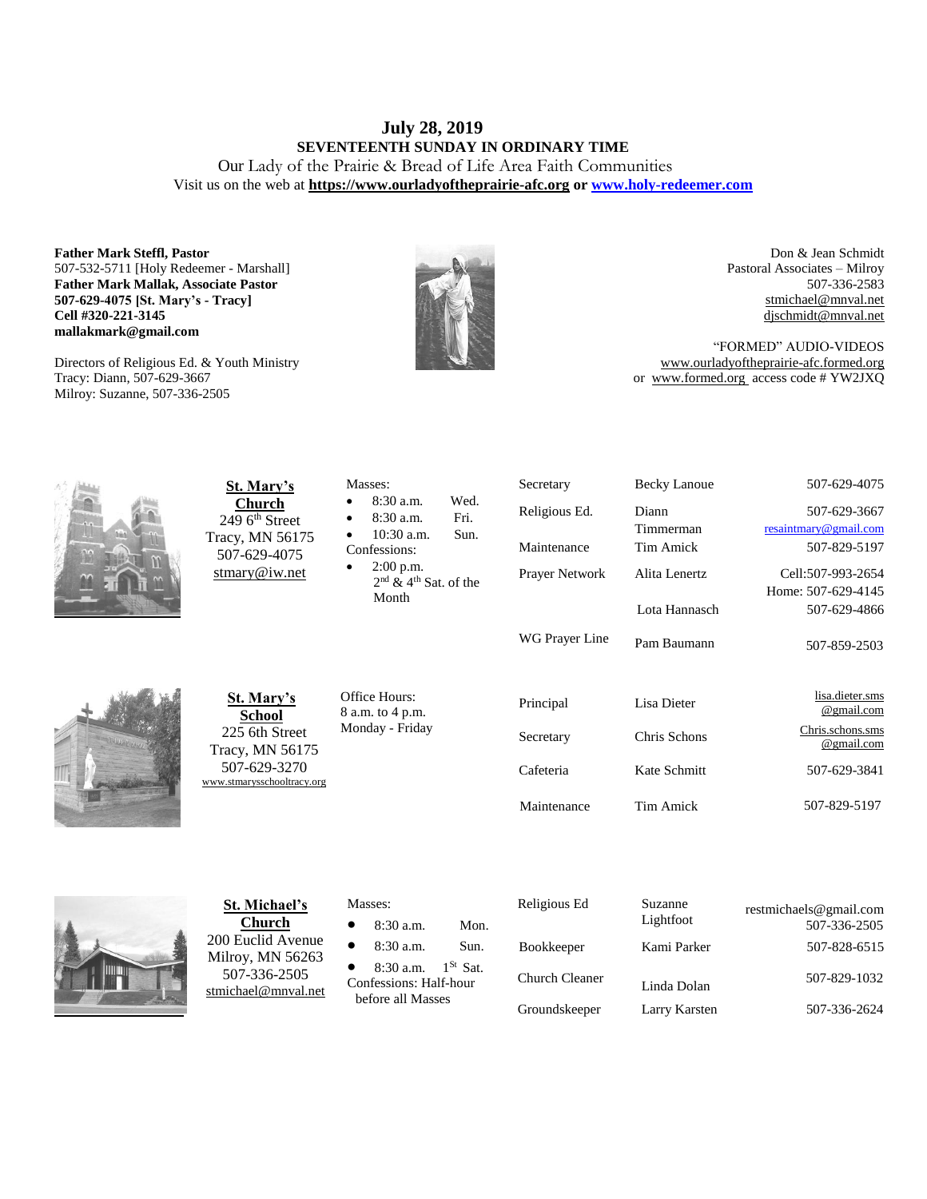# July 28, 2019

## SEVENTEENTH SUNDAY IN ORDINARY TIME

Our Lady of the Prairie & Bread of Life Area Faith Communities

Visit us on the web at **https://www.ourladyoftheprairie-afc.org** or **www.holy-redeemer.com**

**Father Mark Steffl, Pastor**
507-532-5711 [Holy Redeemer - Marshall]
**Father Mark Mallak, Associate Pastor**
**507-629-4075 [St. Mary's - Tracy]**
**Cell #320-221-3145**
**mallakmark@gmail.com**

Directors of Religious Ed. & Youth Ministry
Tracy: Diann, 507-629-3667
Milroy: Suzanne, 507-336-2505

Don & Jean Schmidt
Pastoral Associates – Milroy
507-336-2583
stmichael@mnval.net
djschmidt@mnval.net

"FORMED" AUDIO-VIDEOS
www.ourladyoftheprairie-afc.formed.org
or www.formed.org access code # YW2JXQ

**St. Mary's Church**
249 6th Street
Tracy, MN 56175
507-629-4075
stmary@iw.net

Masses:
- 8:30 a.m. Wed.
- 8:30 a.m. Fri.
- 10:30 a.m. Sun.

Confessions:
- 2:00 p.m. 2nd & 4th Sat. of the Month

| | | |
|---|---|---|
| Secretary | Becky Lanoue | 507-629-4075 |
| Religious Ed. | Diann Timmerman | 507-629-3667 resaintmary@gmail.com |
| Maintenance | Tim Amick | 507-829-5197 |
| Prayer Network | Alita Lenertz | Cell:507-993-2654 Home: 507-629-4145 |
| | Lota Hannasch | 507-629-4866 |
| WG Prayer Line | Pam Baumann | 507-859-2503 |

**St. Mary's School**
225 6th Street
Tracy, MN 56175
507-629-3270
www.stmarysschooltracy.org

Office Hours:
8 a.m. to 4 p.m.
Monday - Friday

| | | |
|---|---|---|
| Principal | Lisa Dieter | lisa.dieter.sms@gmail.com |
| Secretary | Chris Schons | Chris.schons.sms@gmail.com |
| Cafeteria | Kate Schmitt | 507-629-3841 |
| Maintenance | Tim Amick | 507-829-5197 |

**St. Michael's Church**
200 Euclid Avenue
Milroy, MN 56263
507-336-2505
stmichael@mnval.net

Masses:
- 8:30 a.m. Mon.
- 8:30 a.m. Sun.
- 8:30 a.m. 1St Sat.

Confessions: Half-hour before all Masses

| | | |
|---|---|---|
| Religious Ed | Suzanne Lightfoot | restmichaels@gmail.com 507-336-2505 |
| Bookkeeper | Kami Parker | 507-828-6515 |
| Church Cleaner | Linda Dolan | 507-829-1032 |
| Groundskeeper | Larry Karsten | 507-336-2624 |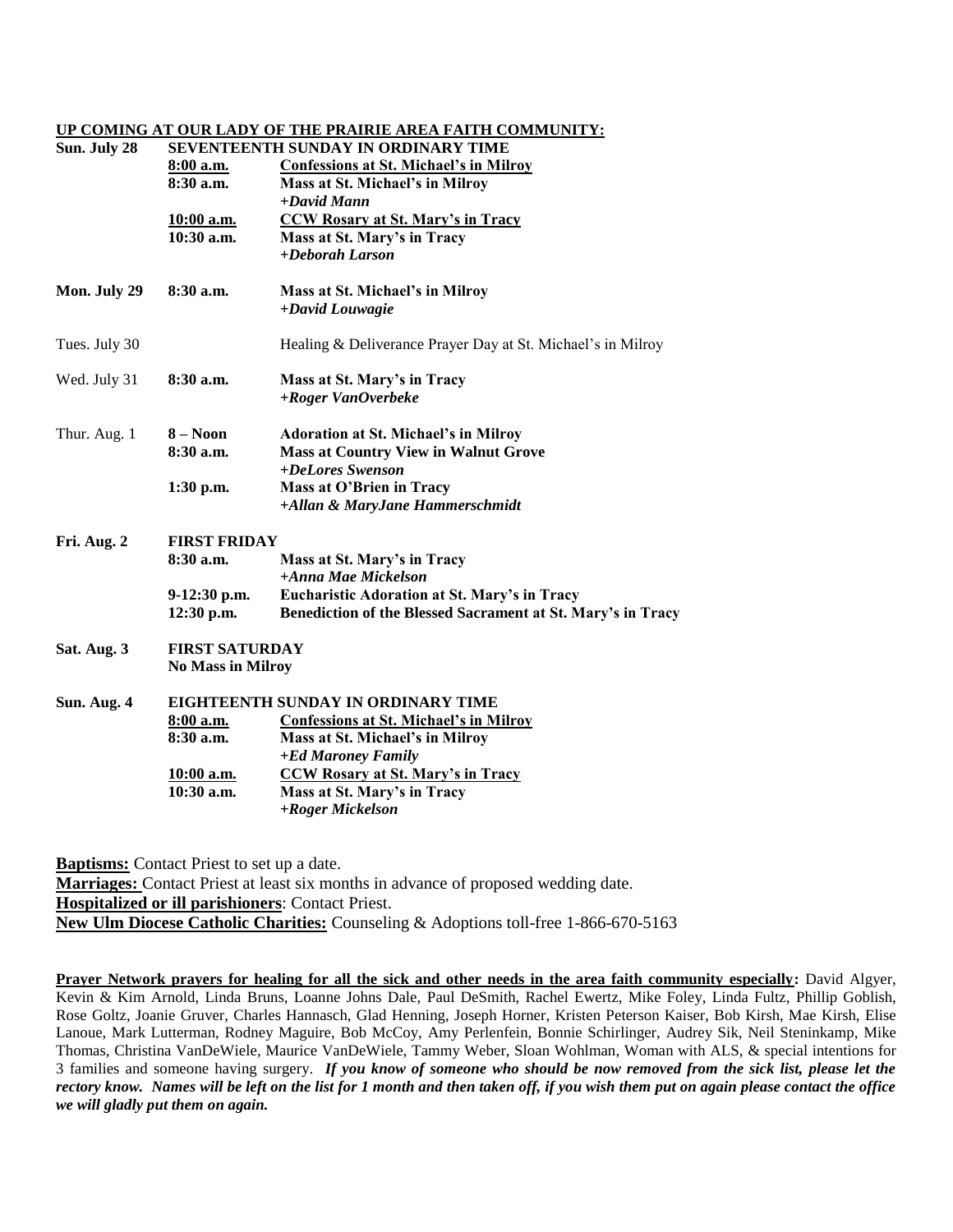## UP COMING AT OUR LADY OF THE PRAIRIE AREA FAITH COMMUNITY:

| | | |
|---|---|---|
| **Sun. July 28** | **SEVENTEENTH SUNDAY IN ORDINARY TIME** | |
| | **8:00 a.m.** | **Confessions at St. Michael's in Milroy** |
| | **8:30 a.m.** | **Mass at St. Michael's in Milroy** |
| | | ***+David Mann*** |
| | **10:00 a.m.** | **CCW Rosary at St. Mary's in Tracy** |
| | **10:30 a.m.** | **Mass at St. Mary's in Tracy** |
| | | ***+Deborah Larson*** |
| **Mon. July 29** | **8:30 a.m.** | **Mass at St. Michael's in Milroy** |
| | | ***+David Louwagie*** |
| Tues. July 30 | | Healing & Deliverance Prayer Day at St. Michael's in Milroy |
| Wed. July 31 | **8:30 a.m.** | **Mass at St. Mary's in Tracy** |
| | | ***+Roger VanOverbeke*** |
| Thur. Aug. 1 | **8 – Noon** | **Adoration at St. Michael's in Milroy** |
| | **8:30 a.m.** | **Mass at Country View in Walnut Grove** |
| | | ***+DeLores Swenson*** |
| | **1:30 p.m.** | **Mass at O'Brien in Tracy** |
| | | ***+Allan & MaryJane Hammerschmidt*** |
| **Fri. Aug. 2** | **FIRST FRIDAY** | |
| | **8:30 a.m.** | **Mass at St. Mary's in Tracy** |
| | | ***+Anna Mae Mickelson*** |
| | **9-12:30 p.m.** | **Eucharistic Adoration at St. Mary's in Tracy** |
| | **12:30 p.m.** | **Benediction of the Blessed Sacrament at St. Mary's in Tracy** |
| **Sat. Aug. 3** | **FIRST SATURDAY** | |
| | **No Mass in Milroy** | |
| **Sun. Aug. 4** | **EIGHTEENTH SUNDAY IN ORDINARY TIME** | |
| | **8:00 a.m.** | **Confessions at St. Michael's in Milroy** |
| | **8:30 a.m.** | **Mass at St. Michael's in Milroy** |
| | | ***+Ed Maroney Family*** |
| | **10:00 a.m.** | **CCW Rosary at St. Mary's in Tracy** |
| | **10:30 a.m.** | **Mass at St. Mary's in Tracy** |
| | | ***+Roger Mickelson*** |

**Baptisms:** Contact Priest to set up a date.
**Marriages:** Contact Priest at least six months in advance of proposed wedding date.
**Hospitalized or ill parishioners**: Contact Priest.
**New Ulm Diocese Catholic Charities:** Counseling & Adoptions toll-free 1-866-670-5163

**Prayer Network prayers for healing for all the sick and other needs in the area faith community especially:** David Algyer, Kevin & Kim Arnold, Linda Bruns, Loanne Johns Dale, Paul DeSmith, Rachel Ewertz, Mike Foley, Linda Fultz, Phillip Goblish, Rose Goltz, Joanie Gruver, Charles Hannasch, Glad Henning, Joseph Horner, Kristen Peterson Kaiser, Bob Kirsh, Mae Kirsh, Elise Lanoue, Mark Lutterman, Rodney Maguire, Bob McCoy, Amy Perlenfein, Bonnie Schirlinger, Audrey Sik, Neil Steninkamp, Mike Thomas, Christina VanDeWiele, Maurice VanDeWiele, Tammy Weber, Sloan Wohlman, Woman with ALS, & special intentions for 3 families and someone having surgery. ***If you know of someone who should be now removed from the sick list, please let the rectory know. Names will be left on the list for 1 month and then taken off, if you wish them put on again please contact the office we will gladly put them on again.***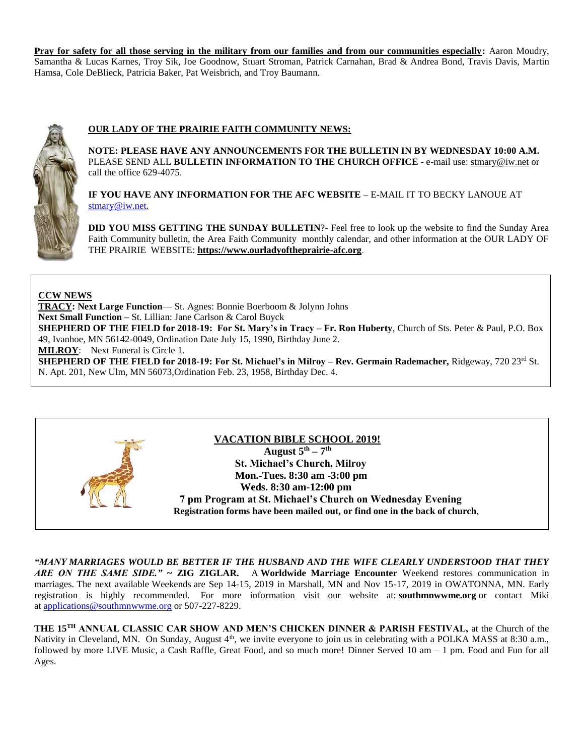**Pray for safety for all those serving in the military from our families and from our communities especially:** Aaron Moudry, Samantha & Lucas Karnes, Troy Sik, Joe Goodnow, Stuart Stroman, Patrick Carnahan, Brad & Andrea Bond, Travis Davis, Martin Hamsa, Cole DeBlieck, Patricia Baker, Pat Weisbrich, and Troy Baumann.

## OUR LADY OF THE PRAIRIE FAITH COMMUNITY NEWS:

**NOTE: PLEASE HAVE ANY ANNOUNCEMENTS FOR THE BULLETIN IN BY WEDNESDAY 10:00 A.M.** PLEASE SEND ALL **BULLETIN INFORMATION TO THE CHURCH OFFICE** - e-mail use: stmary@iw.net or call the office 629-4075.

**IF YOU HAVE ANY INFORMATION FOR THE AFC WEBSITE** – E-MAIL IT TO BECKY LANOUE AT stmary@iw.net.

**DID YOU MISS GETTING THE SUNDAY BULLETIN**?- Feel free to look up the website to find the Sunday Area Faith Community bulletin, the Area Faith Community monthly calendar, and other information at the OUR LADY OF THE PRAIRIE WEBSITE: **https://www.ourladyoftheprairie-afc.org**.

**CCW NEWS**

**TRACY: Next Large Function**— St. Agnes: Bonnie Boerboom & Jolynn Johns

**Next Small Function –** St. Lillian: Jane Carlson & Carol Buyck

**SHEPHERD OF THE FIELD for 2018-19: For St. Mary's in Tracy – Fr. Ron Huberty**, Church of Sts. Peter & Paul, P.O. Box 49, Ivanhoe, MN 56142-0049, Ordination Date July 15, 1990, Birthday June 2.

**MILROY**: Next Funeral is Circle 1.

**SHEPHERD OF THE FIELD for 2018-19: For St. Michael's in Milroy – Rev. Germain Rademacher,** Ridgeway, 720 23rd St. N. Apt. 201, New Ulm, MN 56073, Ordination Feb. 23, 1958, Birthday Dec. 4.

**VACATION BIBLE SCHOOL 2019!**

**August 5th – 7th**

**St. Michael's Church, Milroy**

**Mon.-Tues. 8:30 am -3:00 pm**

**Weds. 8:30 am-12:00 pm**

**7 pm Program at St. Michael's Church on Wednesday Evening**

**Registration forms have been mailed out, or find one in the back of church.**

***"MANY MARRIAGES WOULD BE BETTER IF THE HUSBAND AND THE WIFE CLEARLY UNDERSTOOD THAT THEY ARE ON THE SAME SIDE."* ~ ZIG ZIGLAR.** A **Worldwide Marriage Encounter** Weekend restores communication in marriages. The next available Weekends are Sep 14-15, 2019 in Marshall, MN and Nov 15-17, 2019 in OWATONNA, MN. Early registration is highly recommended. For more information visit our website at: **southmnwwme.org** or contact Miki at applications@southmnwwme.org or 507-227-8229.

**THE 15TH ANNUAL CLASSIC CAR SHOW AND MEN'S CHICKEN DINNER & PARISH FESTIVAL,** at the Church of the Nativity in Cleveland, MN. On Sunday, August 4th, we invite everyone to join us in celebrating with a POLKA MASS at 8:30 a.m., followed by more LIVE Music, a Cash Raffle, Great Food, and so much more! Dinner Served 10 am – 1 pm. Food and Fun for all Ages.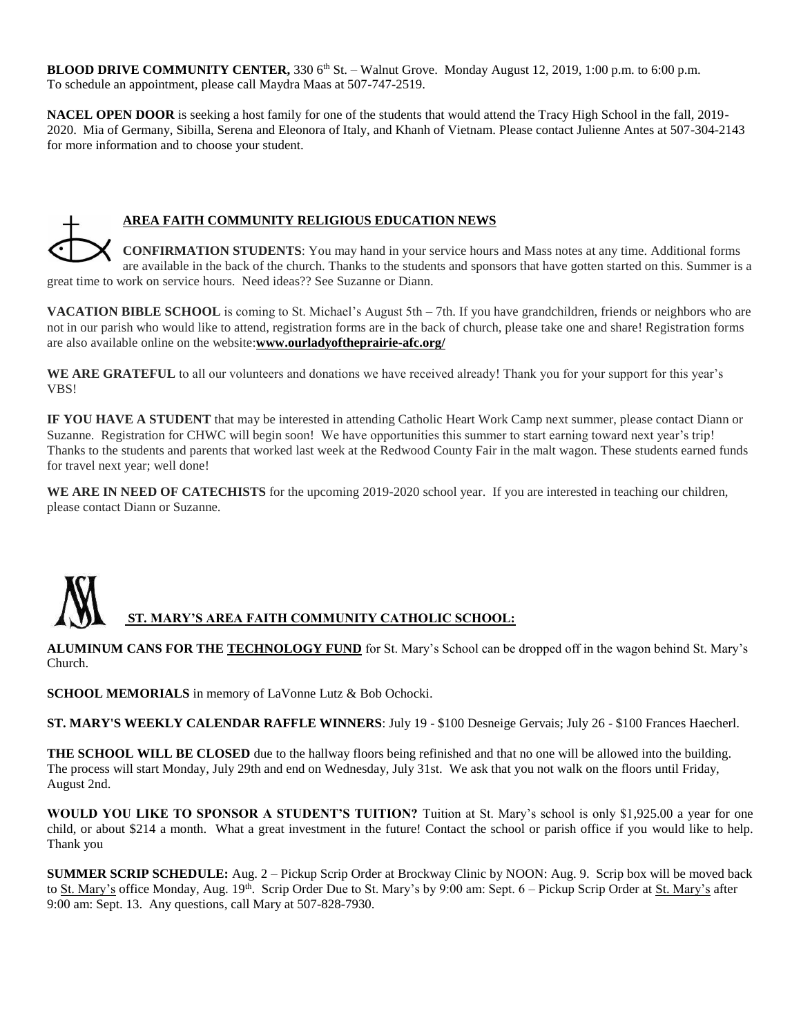**BLOOD DRIVE COMMUNITY CENTER,** 330 6th St. – Walnut Grove. Monday August 12, 2019, 1:00 p.m. to 6:00 p.m. To schedule an appointment, please call Maydra Maas at 507-747-2519.

**NACEL OPEN DOOR** is seeking a host family for one of the students that would attend the Tracy High School in the fall, 2019-2020. Mia of Germany, Sibilla, Serena and Eleonora of Italy, and Khanh of Vietnam. Please contact Julienne Antes at 507-304-2143 for more information and to choose your student.

## AREA FAITH COMMUNITY RELIGIOUS EDUCATION NEWS

**CONFIRMATION STUDENTS**: You may hand in your service hours and Mass notes at any time. Additional forms are available in the back of the church. Thanks to the students and sponsors that have gotten started on this. Summer is a great time to work on service hours. Need ideas?? See Suzanne or Diann.

**VACATION BIBLE SCHOOL** is coming to St. Michael's August 5th – 7th. If you have grandchildren, friends or neighbors who are not in our parish who would like to attend, registration forms are in the back of church, please take one and share! Registration forms are also available online on the website:**www.ourladyoftheprairie-afc.org/**

**WE ARE GRATEFUL** to all our volunteers and donations we have received already! Thank you for your support for this year's VBS!

**IF YOU HAVE A STUDENT** that may be interested in attending Catholic Heart Work Camp next summer, please contact Diann or Suzanne. Registration for CHWC will begin soon! We have opportunities this summer to start earning toward next year's trip! Thanks to the students and parents that worked last week at the Redwood County Fair in the malt wagon. These students earned funds for travel next year; well done!

**WE ARE IN NEED OF CATECHISTS** for the upcoming 2019-2020 school year. If you are interested in teaching our children, please contact Diann or Suzanne.

## ST. MARY'S AREA FAITH COMMUNITY CATHOLIC SCHOOL:

**ALUMINUM CANS FOR THE TECHNOLOGY FUND** for St. Mary's School can be dropped off in the wagon behind St. Mary's Church.

**SCHOOL MEMORIALS** in memory of LaVonne Lutz & Bob Ochocki.

**ST. MARY'S WEEKLY CALENDAR RAFFLE WINNERS**: July 19 - $100 Desneige Gervais; July 26 - $100 Frances Haecherl.

**THE SCHOOL WILL BE CLOSED** due to the hallway floors being refinished and that no one will be allowed into the building. The process will start Monday, July 29th and end on Wednesday, July 31st. We ask that you not walk on the floors until Friday, August 2nd.

**WOULD YOU LIKE TO SPONSOR A STUDENT'S TUITION?** Tuition at St. Mary's school is only $1,925.00 a year for one child, or about $214 a month. What a great investment in the future! Contact the school or parish office if you would like to help. Thank you

**SUMMER SCRIP SCHEDULE:** Aug. 2 – Pickup Scrip Order at Brockway Clinic by NOON: Aug. 9. Scrip box will be moved back to St. Mary's office Monday, Aug. 19th. Scrip Order Due to St. Mary's by 9:00 am: Sept. 6 – Pickup Scrip Order at St. Mary's after 9:00 am: Sept. 13. Any questions, call Mary at 507-828-7930.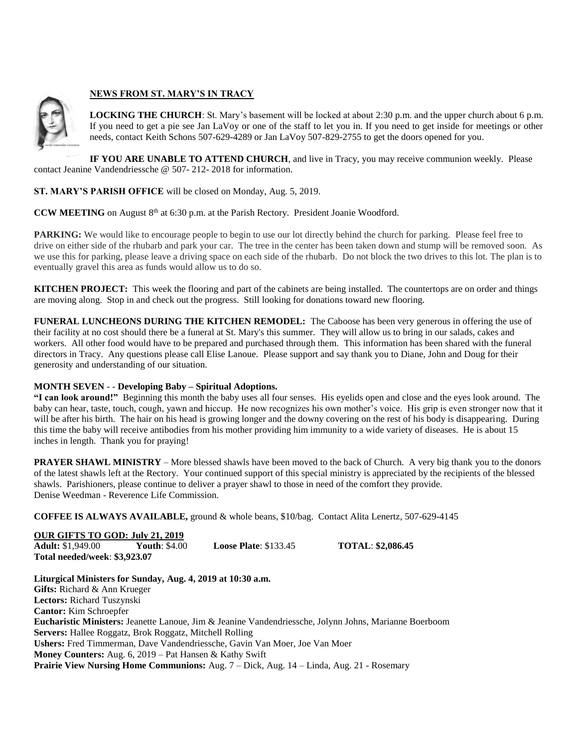## NEWS FROM ST. MARY'S IN TRACY

**LOCKING THE CHURCH**: St. Mary's basement will be locked at about 2:30 p.m. and the upper church about 6 p.m. If you need to get a pie see Jan LaVoy or one of the staff to let you in. If you need to get inside for meetings or other needs, contact Keith Schons 507-629-4289 or Jan LaVoy 507-829-2755 to get the doors opened for you.

**IF YOU ARE UNABLE TO ATTEND CHURCH**, and live in Tracy, you may receive communion weekly. Please contact Jeanine Vandendriessche @ 507- 212- 2018 for information.

**ST. MARY'S PARISH OFFICE** will be closed on Monday, Aug. 5, 2019.

**CCW MEETING** on August 8th at 6:30 p.m. at the Parish Rectory. President Joanie Woodford.

**PARKING:** We would like to encourage people to begin to use our lot directly behind the church for parking. Please feel free to drive on either side of the rhubarb and park your car. The tree in the center has been taken down and stump will be removed soon. As we use this for parking, please leave a driving space on each side of the rhubarb. Do not block the two drives to this lot. The plan is to eventually gravel this area as funds would allow us to do so.

**KITCHEN PROJECT:** This week the flooring and part of the cabinets are being installed. The countertops are on order and things are moving along. Stop in and check out the progress. Still looking for donations toward new flooring.

**FUNERAL LUNCHEONS DURING THE KITCHEN REMODEL:** The Caboose has been very generous in offering the use of their facility at no cost should there be a funeral at St. Mary's this summer. They will allow us to bring in our salads, cakes and workers. All other food would have to be prepared and purchased through them. This information has been shared with the funeral directors in Tracy. Any questions please call Elise Lanoue. Please support and say thank you to Diane, John and Doug for their generosity and understanding of our situation.

**MONTH SEVEN - - Developing Baby – Spiritual Adoptions.**

**"I can look around!"** Beginning this month the baby uses all four senses. His eyelids open and close and the eyes look around. The baby can hear, taste, touch, cough, yawn and hiccup. He now recognizes his own mother's voice. His grip is even stronger now that it will be after his birth. The hair on his head is growing longer and the downy covering on the rest of his body is disappearing. During this time the baby will receive antibodies from his mother providing him immunity to a wide variety of diseases. He is about 15 inches in length. Thank you for praying!

**PRAYER SHAWL MINISTRY** – More blessed shawls have been moved to the back of Church. A very big thank you to the donors of the latest shawls left at the Rectory. Your continued support of this special ministry is appreciated by the recipients of the blessed shawls. Parishioners, please continue to deliver a prayer shawl to those in need of the comfort they provide.
Denise Weedman - Reverence Life Commission.

**COFFEE IS ALWAYS AVAILABLE,** ground & whole beans, $10/bag. Contact Alita Lenertz, 507-629-4145

**OUR GIFTS TO GOD: July 21, 2019**

**Adult:** $1,949.00 **Youth**: $4.00 **Loose Plate**: $133.45 **TOTAL**: **$2,086.45**

**Total needed/week**: **$3,923.07**

**Liturgical Ministers for Sunday, Aug. 4, 2019 at 10:30 a.m.**

**Gifts:** Richard & Ann Krueger
**Lectors:** Richard Tuszynski
**Cantor:** Kim Schroepfer
**Eucharistic Ministers:** Jeanette Lanoue, Jim & Jeanine Vandendriessche, Jolynn Johns, Marianne Boerboom
**Servers:** Hallee Roggatz, Brok Roggatz, Mitchell Rolling
**Ushers:** Fred Timmerman, Dave Vandendriessche, Gavin Van Moer, Joe Van Moer
**Money Counters:** Aug. 6, 2019 – Pat Hansen & Kathy Swift
**Prairie View Nursing Home Communions:** Aug. 7 – Dick, Aug. 14 – Linda, Aug. 21 - Rosemary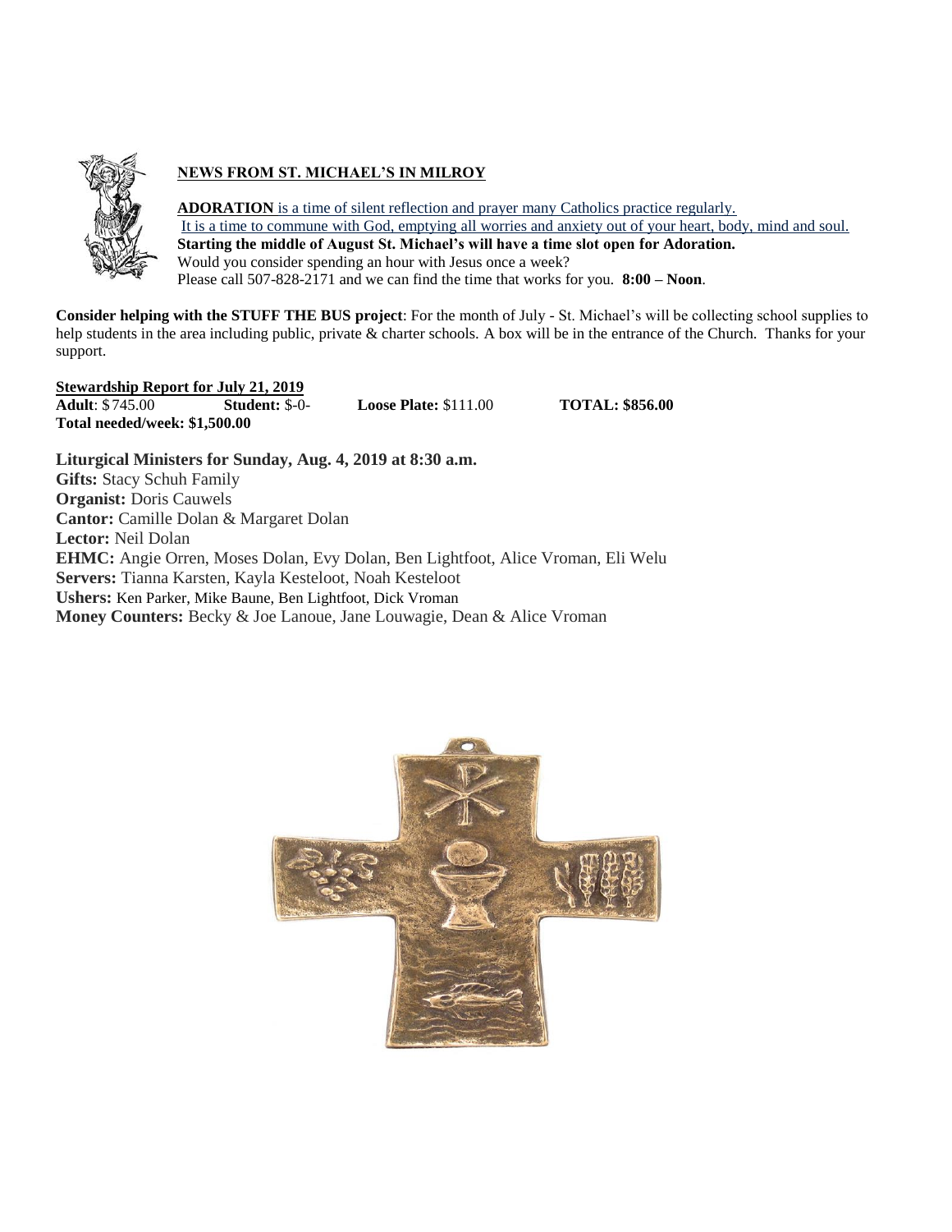## NEWS FROM ST. MICHAEL'S IN MILROY

**ADORATION** is a time of silent reflection and prayer many Catholics practice regularly.
It is a time to commune with God, emptying all worries and anxiety out of your heart, body, mind and soul.
**Starting the middle of August St. Michael's will have a time slot open for Adoration.**
Would you consider spending an hour with Jesus once a week?
Please call 507-828-2171 and we can find the time that works for you. **8:00 – Noon**.

**Consider helping with the STUFF THE BUS project**: For the month of July - St. Michael's will be collecting school supplies to help students in the area including public, private & charter schools. A box will be in the entrance of the Church. Thanks for your support.

**Stewardship Report for July 21, 2019**
**Adult**: $745.00 **Student:** $-0- **Loose Plate:** $111.00 **TOTAL: $856.00**
**Total needed/week: $1,500.00**

**Liturgical Ministers for Sunday, Aug. 4, 2019 at 8:30 a.m.**
**Gifts:** Stacy Schuh Family
**Organist:** Doris Cauwels
**Cantor:** Camille Dolan & Margaret Dolan
**Lector:** Neil Dolan
**EHMC:** Angie Orren, Moses Dolan, Evy Dolan, Ben Lightfoot, Alice Vroman, Eli Welu
**Servers:** Tianna Karsten, Kayla Kesteloot, Noah Kesteloot
**Ushers:** Ken Parker, Mike Baune, Ben Lightfoot, Dick Vroman
**Money Counters:** Becky & Joe Lanoue, Jane Louwagie, Dean & Alice Vroman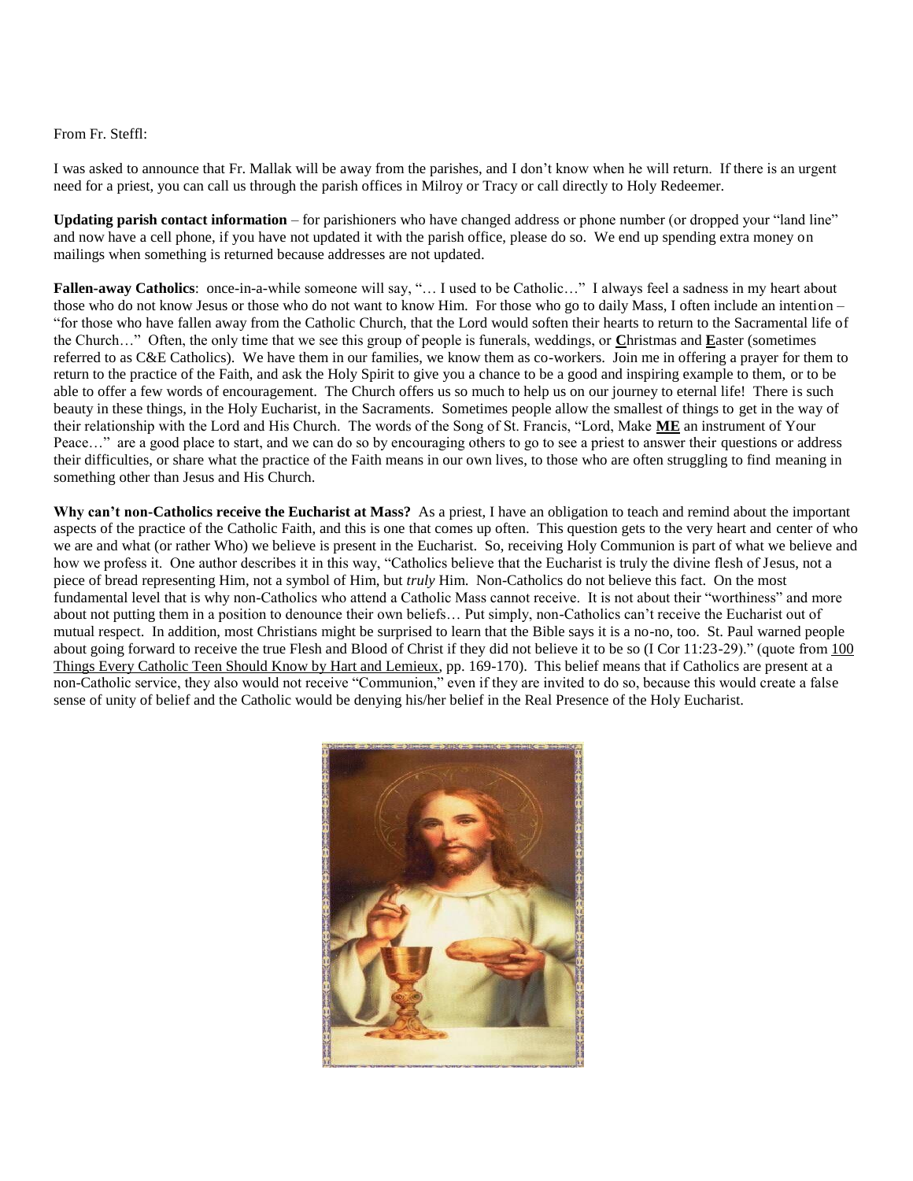From Fr. Steffl:

I was asked to announce that Fr. Mallak will be away from the parishes, and I don't know when he will return. If there is an urgent need for a priest, you can call us through the parish offices in Milroy or Tracy or call directly to Holy Redeemer.

**Updating parish contact information** – for parishioners who have changed address or phone number (or dropped your "land line" and now have a cell phone, if you have not updated it with the parish office, please do so. We end up spending extra money on mailings when something is returned because addresses are not updated.

**Fallen-away Catholics**: once-in-a-while someone will say, "… I used to be Catholic…" I always feel a sadness in my heart about those who do not know Jesus or those who do not want to know Him. For those who go to daily Mass, I often include an intention – "for those who have fallen away from the Catholic Church, that the Lord would soften their hearts to return to the Sacramental life of the Church…" Often, the only time that we see this group of people is funerals, weddings, or **C**hristmas and **E**aster (sometimes referred to as C&E Catholics). We have them in our families, we know them as co-workers. Join me in offering a prayer for them to return to the practice of the Faith, and ask the Holy Spirit to give you a chance to be a good and inspiring example to them, or to be able to offer a few words of encouragement. The Church offers us so much to help us on our journey to eternal life! There is such beauty in these things, in the Holy Eucharist, in the Sacraments. Sometimes people allow the smallest of things to get in the way of their relationship with the Lord and His Church. The words of the Song of St. Francis, "Lord, Make **ME** an instrument of Your Peace…" are a good place to start, and we can do so by encouraging others to go to see a priest to answer their questions or address their difficulties, or share what the practice of the Faith means in our own lives, to those who are often struggling to find meaning in something other than Jesus and His Church.

**Why can't non-Catholics receive the Eucharist at Mass?** As a priest, I have an obligation to teach and remind about the important aspects of the practice of the Catholic Faith, and this is one that comes up often. This question gets to the very heart and center of who we are and what (or rather Who) we believe is present in the Eucharist. So, receiving Holy Communion is part of what we believe and how we profess it. One author describes it in this way, "Catholics believe that the Eucharist is truly the divine flesh of Jesus, not a piece of bread representing Him, not a symbol of Him, but *truly* Him. Non-Catholics do not believe this fact. On the most fundamental level that is why non-Catholics who attend a Catholic Mass cannot receive. It is not about their "worthiness" and more about not putting them in a position to denounce their own beliefs… Put simply, non-Catholics can't receive the Eucharist out of mutual respect. In addition, most Christians might be surprised to learn that the Bible says it is a no-no, too. St. Paul warned people about going forward to receive the true Flesh and Blood of Christ if they did not believe it to be so (I Cor 11:23-29)." (quote from 100 Things Every Catholic Teen Should Know by Hart and Lemieux, pp. 169-170). This belief means that if Catholics are present at a non-Catholic service, they also would not receive "Communion," even if they are invited to do so, because this would create a false sense of unity of belief and the Catholic would be denying his/her belief in the Real Presence of the Holy Eucharist.